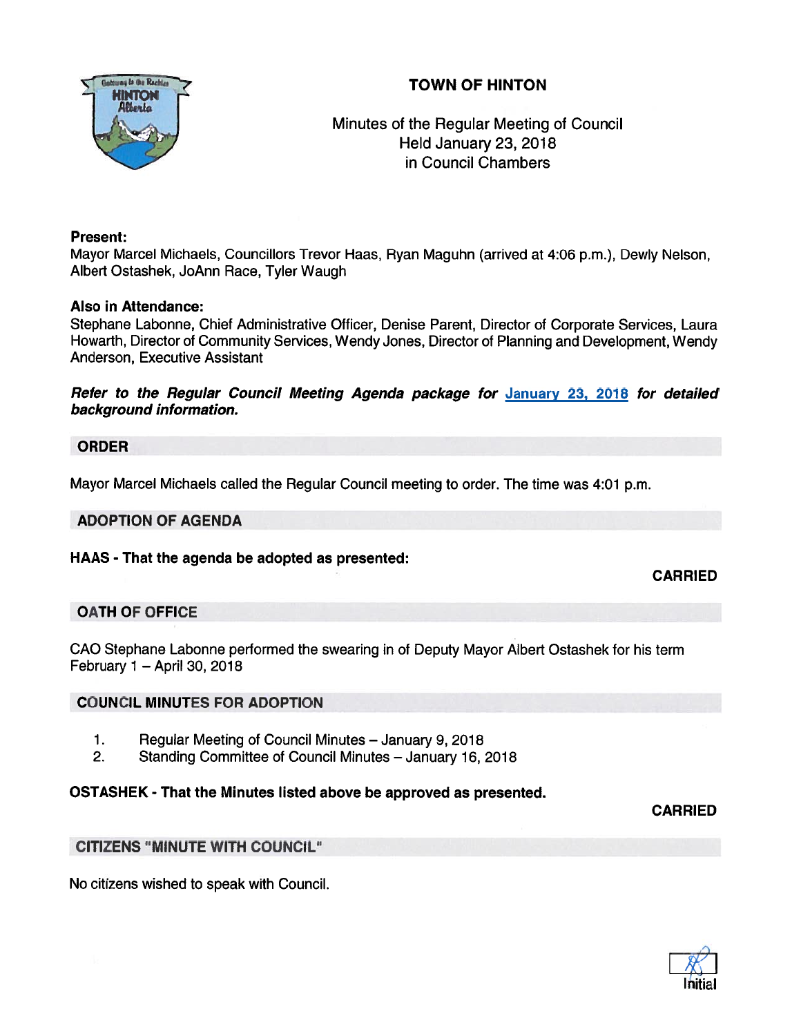# TOWN OF HINTON

Minutes of the Regular Meeting of Council
Held January 23, 2018
in Council Chambers

**Present:**
Mayor Marcel Michaels, Councillors Trevor Haas, Ryan Maguhn (arrived at 4:06 p.m.), Dewly Nelson, Albert Ostashek, JoAnn Race, Tyler Waugh

**Also in Attendance:**
Stephane Labonne, Chief Administrative Officer, Denise Parent, Director of Corporate Services, Laura Howarth, Director of Community Services, Wendy Jones, Director of Planning and Development, Wendy Anderson, Executive Assistant

***Refer to the Regular Council Meeting Agenda package for January 23, 2018 for detailed background information.***

## ORDER

Mayor Marcel Michaels called the Regular Council meeting to order. The time was 4:01 p.m.

## ADOPTION OF AGENDA

**HAAS - That the agenda be adopted as presented:**

**CARRIED**

## OATH OF OFFICE

CAO Stephane Labonne performed the swearing in of Deputy Mayor Albert Ostashek for his term February 1 – April 30, 2018

## COUNCIL MINUTES FOR ADOPTION

1. Regular Meeting of Council Minutes – January 9, 2018
2. Standing Committee of Council Minutes – January 16, 2018

**OSTASHEK - That the Minutes listed above be approved as presented.**

**CARRIED**

## CITIZENS "MINUTE WITH COUNCIL"

No citizens wished to speak with Council.

Initial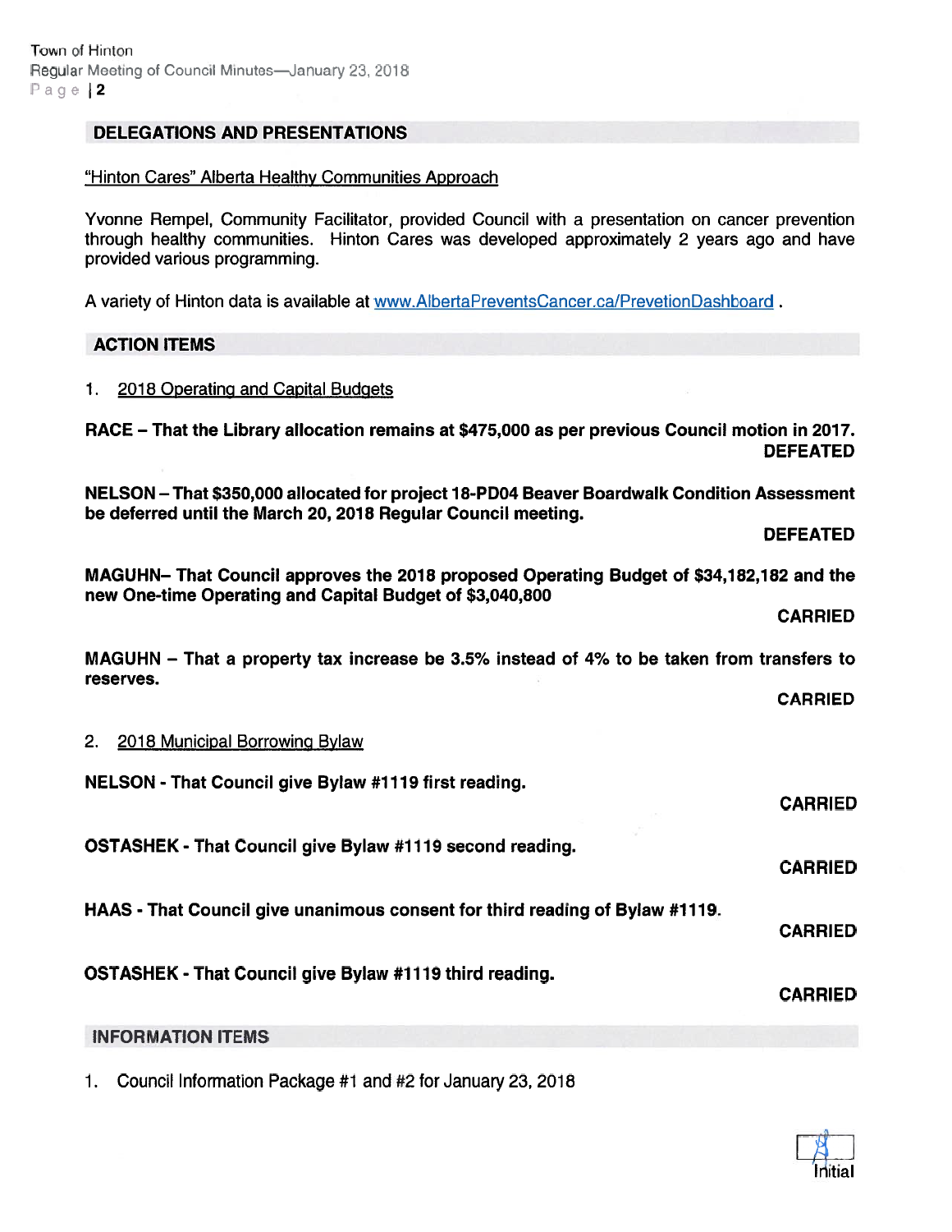## DELEGATIONS AND PRESENTATIONS

"Hinton Cares" Alberta Healthy Communities Approach

Yvonne Rempel, Community Facilitator, provided Council with a presentation on cancer prevention through healthy communities. Hinton Cares was developed approximately 2 years ago and have provided various programming.

A variety of Hinton data is available at www.AlbertaPreventsCancer.ca/PrevetionDashboard .

## ACTION ITEMS

1. 2018 Operating and Capital Budgets

**RACE – That the Library allocation remains at $475,000 as per previous Council motion in 2017.**

**DEFEATED**

**NELSON – That $350,000 allocated for project 18-PD04 Beaver Boardwalk Condition Assessment be deferred until the March 20, 2018 Regular Council meeting.**

**DEFEATED**

**MAGUHN– That Council approves the 2018 proposed Operating Budget of $34,182,182 and the new One-time Operating and Capital Budget of $3,040,800**

**CARRIED**

**MAGUHN – That a property tax increase be 3.5% instead of 4% to be taken from transfers to reserves.**

**CARRIED**

2. 2018 Municipal Borrowing Bylaw

**NELSON - That Council give Bylaw #1119 first reading.**

**CARRIED**

**OSTASHEK - That Council give Bylaw #1119 second reading.**

**CARRIED**

**HAAS - That Council give unanimous consent for third reading of Bylaw #1119.**

**CARRIED**

**OSTASHEK - That Council give Bylaw #1119 third reading.**

**CARRIED**

## INFORMATION ITEMS

1. Council Information Package #1 and #2 for January 23, 2018

Initial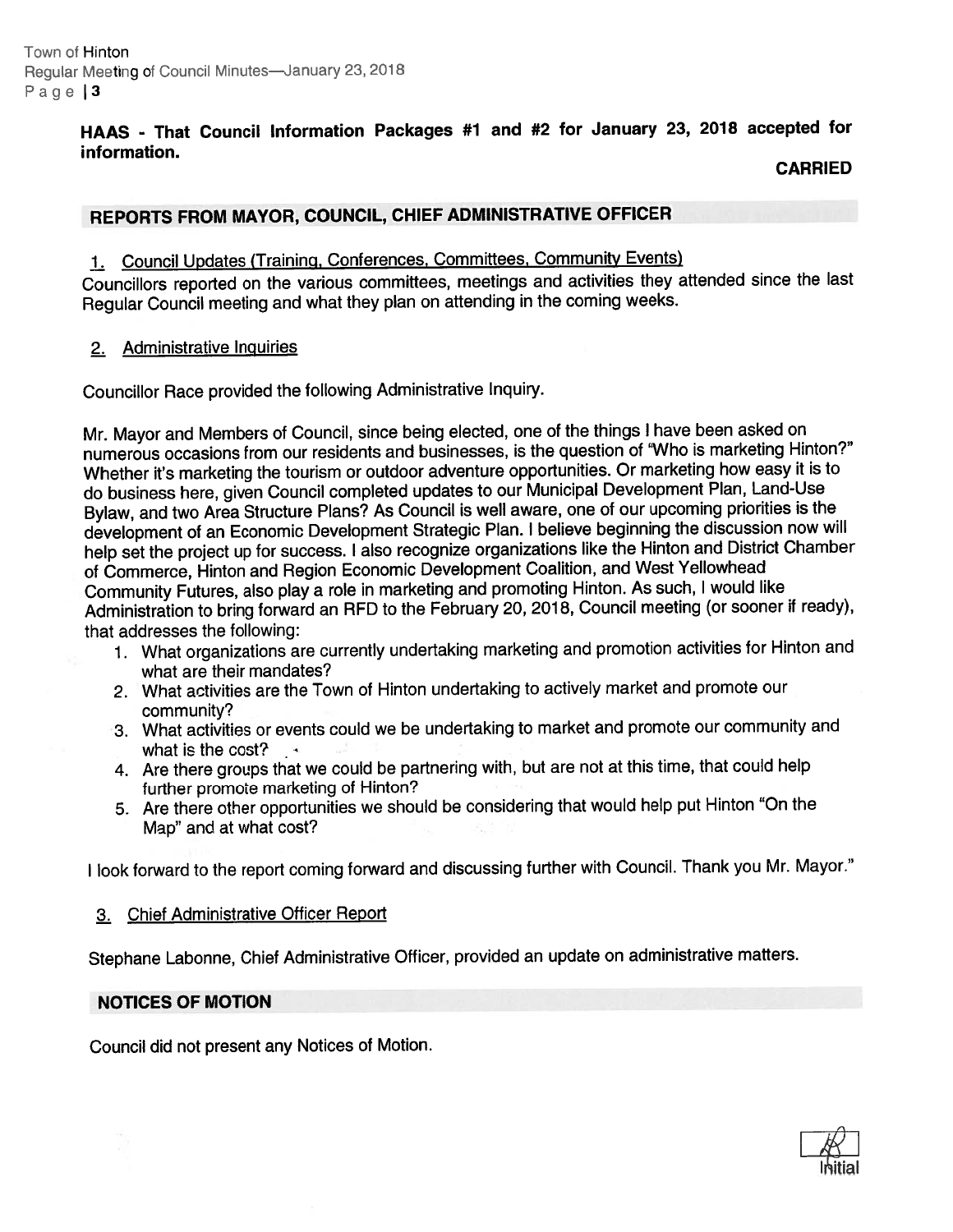**HAAS - That Council Information Packages #1 and #2 for January 23, 2018 accepted for information.**

**CARRIED**

## REPORTS FROM MAYOR, COUNCIL, CHIEF ADMINISTRATIVE OFFICER

### 1. Council Updates (Training, Conferences, Committees, Community Events)

Councillors reported on the various committees, meetings and activities they attended since the last Regular Council meeting and what they plan on attending in the coming weeks.

### 2. Administrative Inquiries

Councillor Race provided the following Administrative Inquiry.

Mr. Mayor and Members of Council, since being elected, one of the things I have been asked on numerous occasions from our residents and businesses, is the question of "Who is marketing Hinton?" Whether it's marketing the tourism or outdoor adventure opportunities. Or marketing how easy it is to do business here, given Council completed updates to our Municipal Development Plan, Land-Use Bylaw, and two Area Structure Plans? As Council is well aware, one of our upcoming priorities is the development of an Economic Development Strategic Plan. I believe beginning the discussion now will help set the project up for success. I also recognize organizations like the Hinton and District Chamber of Commerce, Hinton and Region Economic Development Coalition, and West Yellowhead Community Futures, also play a role in marketing and promoting Hinton. As such, I would like Administration to bring forward an RFD to the February 20, 2018, Council meeting (or sooner if ready), that addresses the following:

1. What organizations are currently undertaking marketing and promotion activities for Hinton and what are their mandates?
2. What activities are the Town of Hinton undertaking to actively market and promote our community?
3. What activities or events could we be undertaking to market and promote our community and what is the cost?
4. Are there groups that we could be partnering with, but are not at this time, that could help further promote marketing of Hinton?
5. Are there other opportunities we should be considering that would help put Hinton "On the Map" and at what cost?

I look forward to the report coming forward and discussing further with Council. Thank you Mr. Mayor."

### 3. Chief Administrative Officer Report

Stephane Labonne, Chief Administrative Officer, provided an update on administrative matters.

## NOTICES OF MOTION

Council did not present any Notices of Motion.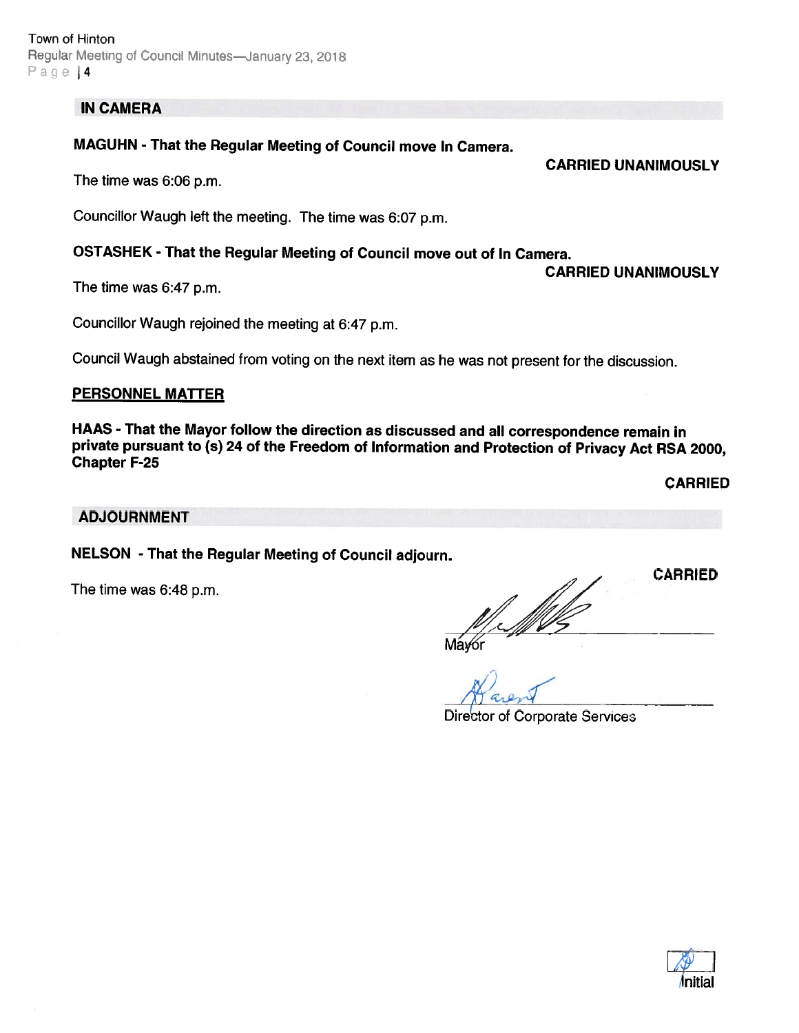## IN CAMERA

**MAGUHN - That the Regular Meeting of Council move In Camera.**

**CARRIED UNANIMOUSLY**

The time was 6:06 p.m.

Councillor Waugh left the meeting. The time was 6:07 p.m.

**OSTASHEK - That the Regular Meeting of Council move out of In Camera.**

**CARRIED UNANIMOUSLY**

The time was 6:47 p.m.

Councillor Waugh rejoined the meeting at 6:47 p.m.

Council Waugh abstained from voting on the next item as he was not present for the discussion.

### PERSONNEL MATTER

**HAAS - That the Mayor follow the direction as discussed and all correspondence remain in private pursuant to (s) 24 of the Freedom of Information and Protection of Privacy Act RSA 2000, Chapter F-25**

**CARRIED**

## ADJOURNMENT

**NELSON - That the Regular Meeting of Council adjourn.**

**CARRIED**

The time was 6:48 p.m.

Mayor

Director of Corporate Services

Initial